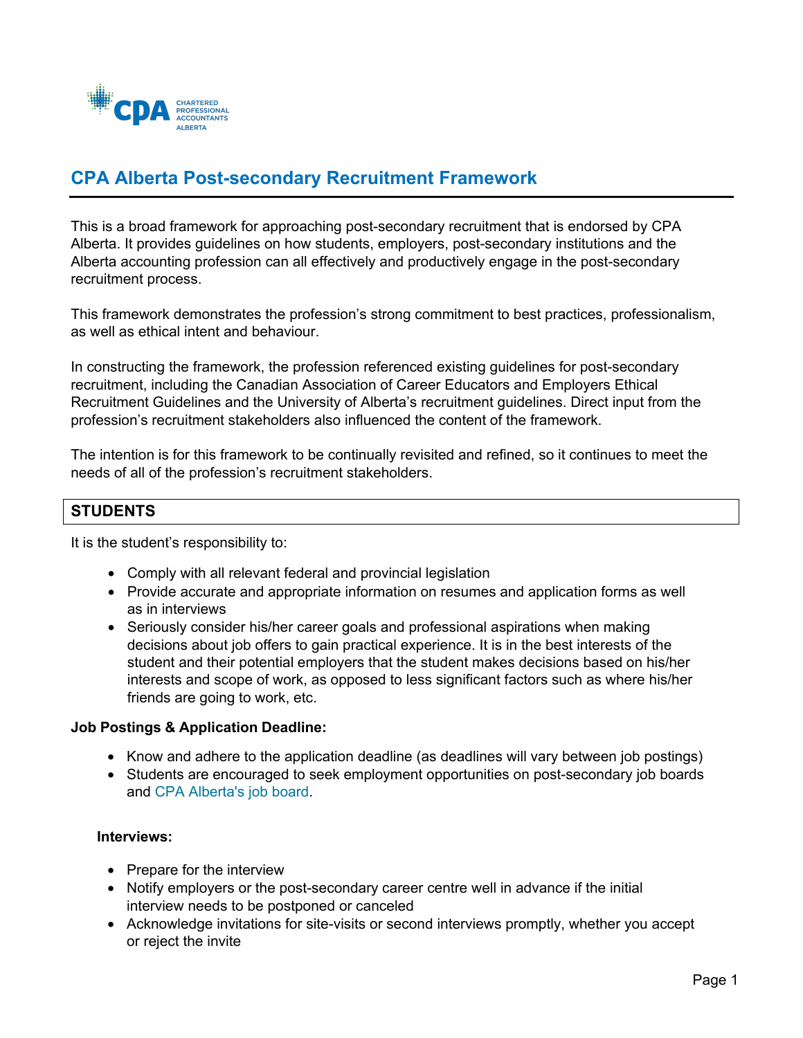# CPA Alberta Post-secondary Recruitment Framework

This is a broad framework for approaching post-secondary recruitment that is endorsed by CPA Alberta. It provides guidelines on how students, employers, post-secondary institutions and the Alberta accounting profession can all effectively and productively engage in the post-secondary recruitment process.

This framework demonstrates the profession's strong commitment to best practices, professionalism, as well as ethical intent and behaviour.

In constructing the framework, the profession referenced existing guidelines for post-secondary recruitment, including the Canadian Association of Career Educators and Employers Ethical Recruitment Guidelines and the University of Alberta's recruitment guidelines. Direct input from the profession's recruitment stakeholders also influenced the content of the framework.

The intention is for this framework to be continually revisited and refined, so it continues to meet the needs of all of the profession's recruitment stakeholders.

## STUDENTS

It is the student's responsibility to:

- Comply with all relevant federal and provincial legislation
- Provide accurate and appropriate information on resumes and application forms as well as in interviews
- Seriously consider his/her career goals and professional aspirations when making decisions about job offers to gain practical experience. It is in the best interests of the student and their potential employers that the student makes decisions based on his/her interests and scope of work, as opposed to less significant factors such as where his/her friends are going to work, etc.

**Job Postings & Application Deadline:**

- Know and adhere to the application deadline (as deadlines will vary between job postings)
- Students are encouraged to seek employment opportunities on post-secondary job boards and CPA Alberta's job board.

**Interviews:**

- Prepare for the interview
- Notify employers or the post-secondary career centre well in advance if the initial interview needs to be postponed or canceled
- Acknowledge invitations for site-visits or second interviews promptly, whether you accept or reject the invite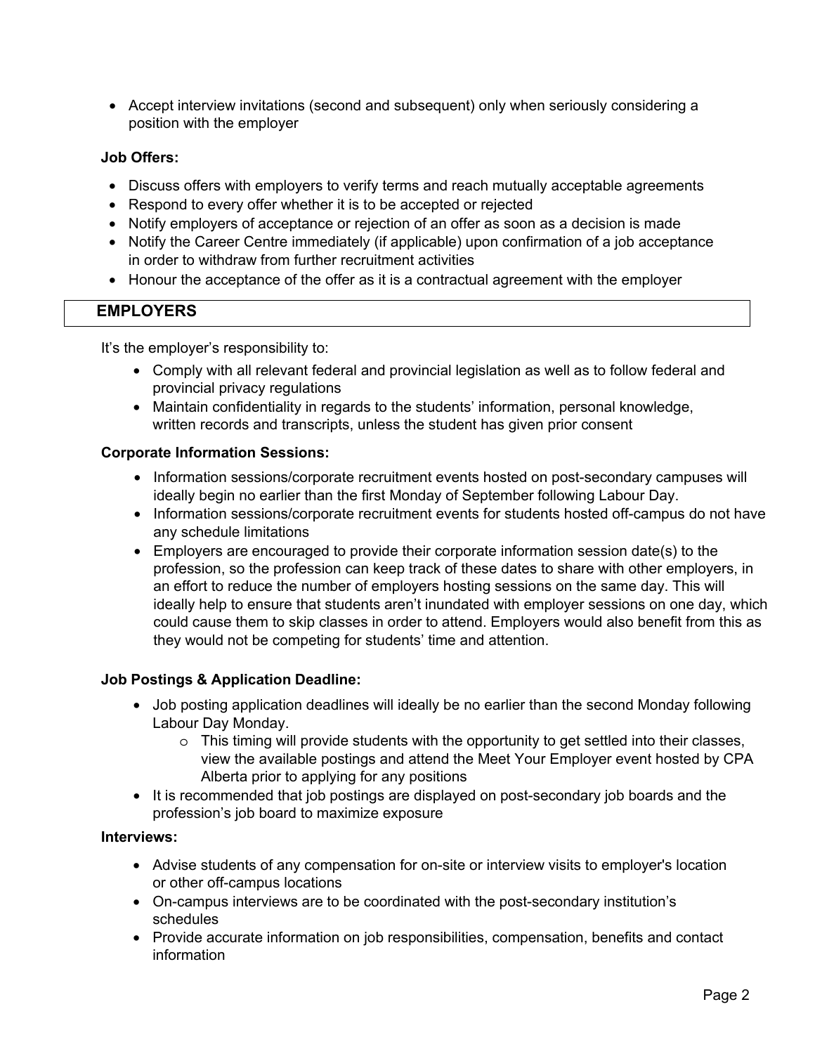- Accept interview invitations (second and subsequent) only when seriously considering a position with the employer

**Job Offers:**

- Discuss offers with employers to verify terms and reach mutually acceptable agreements
- Respond to every offer whether it is to be accepted or rejected
- Notify employers of acceptance or rejection of an offer as soon as a decision is made
- Notify the Career Centre immediately (if applicable) upon confirmation of a job acceptance in order to withdraw from further recruitment activities
- Honour the acceptance of the offer as it is a contractual agreement with the employer

## EMPLOYERS

It's the employer's responsibility to:

- Comply with all relevant federal and provincial legislation as well as to follow federal and provincial privacy regulations
- Maintain confidentiality in regards to the students' information, personal knowledge, written records and transcripts, unless the student has given prior consent

**Corporate Information Sessions:**

- Information sessions/corporate recruitment events hosted on post-secondary campuses will ideally begin no earlier than the first Monday of September following Labour Day.
- Information sessions/corporate recruitment events for students hosted off-campus do not have any schedule limitations
- Employers are encouraged to provide their corporate information session date(s) to the profession, so the profession can keep track of these dates to share with other employers, in an effort to reduce the number of employers hosting sessions on the same day. This will ideally help to ensure that students aren't inundated with employer sessions on one day, which could cause them to skip classes in order to attend. Employers would also benefit from this as they would not be competing for students' time and attention.

**Job Postings & Application Deadline:**

- Job posting application deadlines will ideally be no earlier than the second Monday following Labour Day Monday.
  - This timing will provide students with the opportunity to get settled into their classes, view the available postings and attend the Meet Your Employer event hosted by CPA Alberta prior to applying for any positions
- It is recommended that job postings are displayed on post-secondary job boards and the profession's job board to maximize exposure

**Interviews:**

- Advise students of any compensation for on-site or interview visits to employer's location or other off-campus locations
- On-campus interviews are to be coordinated with the post-secondary institution's schedules
- Provide accurate information on job responsibilities, compensation, benefits and contact information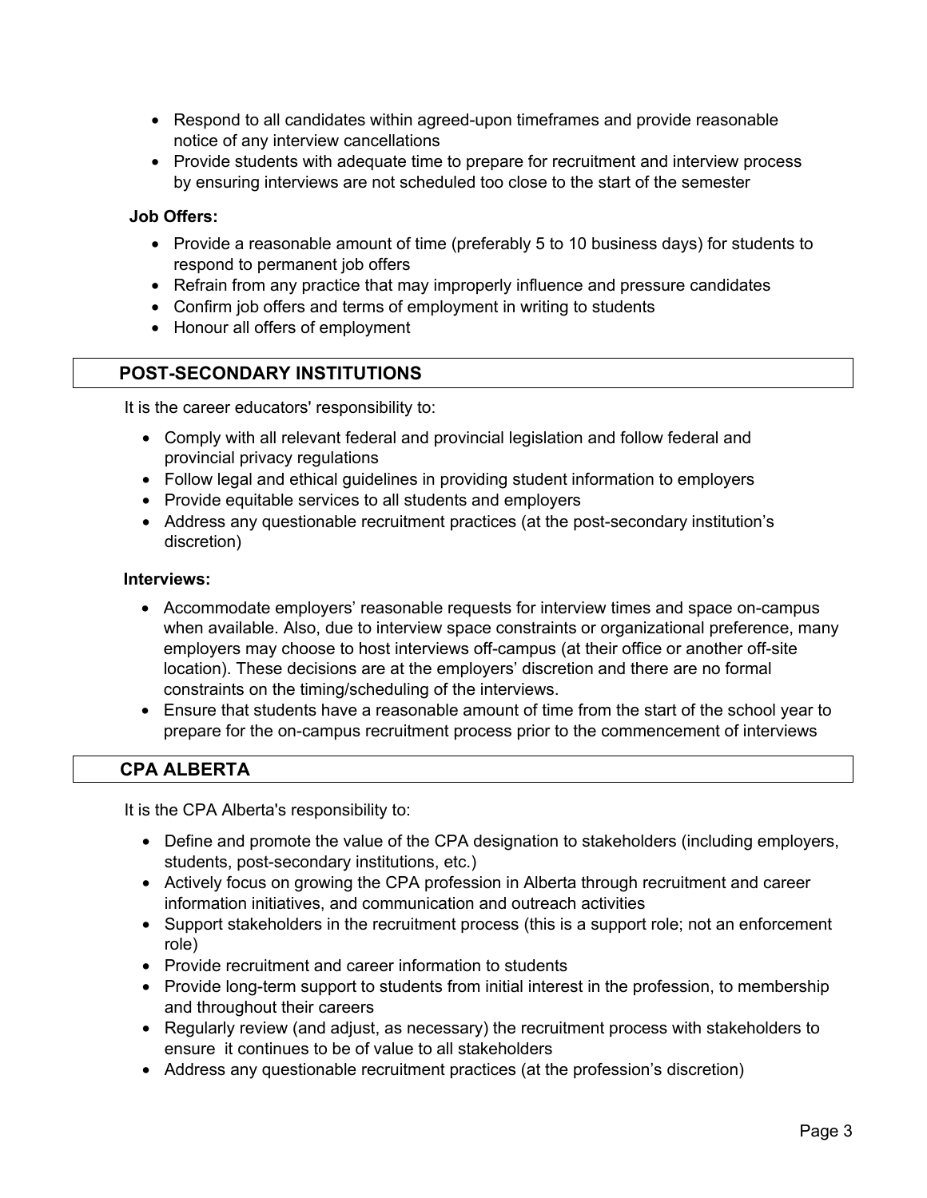- Respond to all candidates within agreed-upon timeframes and provide reasonable notice of any interview cancellations
- Provide students with adequate time to prepare for recruitment and interview process by ensuring interviews are not scheduled too close to the start of the semester

**Job Offers:**

- Provide a reasonable amount of time (preferably 5 to 10 business days) for students to respond to permanent job offers
- Refrain from any practice that may improperly influence and pressure candidates
- Confirm job offers and terms of employment in writing to students
- Honour all offers of employment

## POST-SECONDARY INSTITUTIONS

It is the career educators' responsibility to:

- Comply with all relevant federal and provincial legislation and follow federal and provincial privacy regulations
- Follow legal and ethical guidelines in providing student information to employers
- Provide equitable services to all students and employers
- Address any questionable recruitment practices (at the post-secondary institution's discretion)

**Interviews:**

- Accommodate employers' reasonable requests for interview times and space on-campus when available. Also, due to interview space constraints or organizational preference, many employers may choose to host interviews off-campus (at their office or another off-site location). These decisions are at the employers' discretion and there are no formal constraints on the timing/scheduling of the interviews.
- Ensure that students have a reasonable amount of time from the start of the school year to prepare for the on-campus recruitment process prior to the commencement of interviews

## CPA ALBERTA

It is the CPA Alberta's responsibility to:

- Define and promote the value of the CPA designation to stakeholders (including employers, students, post-secondary institutions, etc.)
- Actively focus on growing the CPA profession in Alberta through recruitment and career information initiatives, and communication and outreach activities
- Support stakeholders in the recruitment process (this is a support role; not an enforcement role)
- Provide recruitment and career information to students
- Provide long-term support to students from initial interest in the profession, to membership and throughout their careers
- Regularly review (and adjust, as necessary) the recruitment process with stakeholders to ensure it continues to be of value to all stakeholders
- Address any questionable recruitment practices (at the profession's discretion)